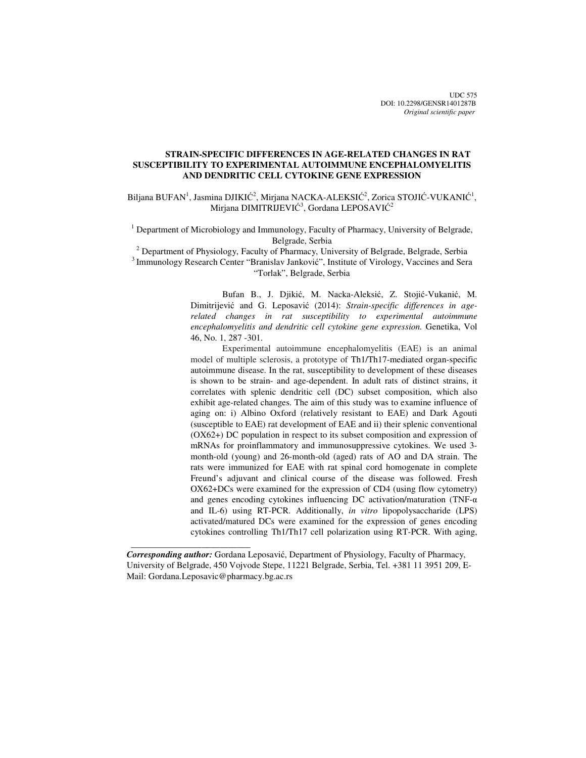UDC 575
DOI: 10.2298/GENSR1401287B
*Original scientific paper*

# STRAIN-SPECIFIC DIFFERENCES IN AGE-RELATED CHANGES IN RAT SUSCEPTIBILITY TO EXPERIMENTAL AUTOIMMUNE ENCEPHALOMYELITIS AND DENDRITIC CELL CYTOKINE GENE EXPRESSION

Biljana BUFAN[1], Jasmina DJIKIĆ[2], Mirjana NACKA-ALEKSIĆ[2], Zorica STOJIĆ-VUKANIĆ[1], Mirjana DIMITRIJEVIĆ[3], Gordana LEPOSAVIĆ[2]

[1] Department of Microbiology and Immunology, Faculty of Pharmacy, University of Belgrade, Belgrade, Serbia

[2] Department of Physiology, Faculty of Pharmacy, University of Belgrade, Belgrade, Serbia

[3] Immunology Research Center "Branislav Janković", Institute of Virology, Vaccines and Sera "Torlak", Belgrade, Serbia

Bufan B., J. Djikić, M. Nacka-Aleksić, Z. Stojić-Vukanić, M. Dimitrijević and G. Leposavić (2014): *Strain-specific differences in age-related changes in rat susceptibility to experimental autoimmune encephalomyelitis and dendritic cell cytokine gene expression.* Genetika, Vol 46, No. 1, 287 -301.

Experimental autoimmune encephalomyelitis (EAE) is an animal model of multiple sclerosis, a prototype of Th1/Th17-mediated organ-specific autoimmune disease. In the rat, susceptibility to development of these diseases is shown to be strain- and age-dependent. In adult rats of distinct strains, it correlates with splenic dendritic cell (DC) subset composition, which also exhibit age-related changes. The aim of this study was to examine influence of aging on: i) Albino Oxford (relatively resistant to EAE) and Dark Agouti (susceptible to EAE) rat development of EAE and ii) their splenic conventional (OX62+) DC population in respect to its subset composition and expression of mRNAs for proinflammatory and immunosuppressive cytokines. We used 3-month-old (young) and 26-month-old (aged) rats of AO and DA strain. The rats were immunized for EAE with rat spinal cord homogenate in complete Freund's adjuvant and clinical course of the disease was followed. Fresh OX62+DCs were examined for the expression of CD4 (using flow cytometry) and genes encoding cytokines influencing DC activation/maturation (TNF-α and IL-6) using RT-PCR. Additionally, *in vitro* lipopolysaccharide (LPS) activated/matured DCs were examined for the expression of genes encoding cytokines controlling Th1/Th17 cell polarization using RT-PCR. With aging,

---

***Corresponding author:*** Gordana Leposavić, Department of Physiology, Faculty of Pharmacy, University of Belgrade, 450 Vojvode Stepe, 11221 Belgrade, Serbia, Tel. +381 11 3951 209, E-Mail: Gordana.Leposavic@pharmacy.bg.ac.rs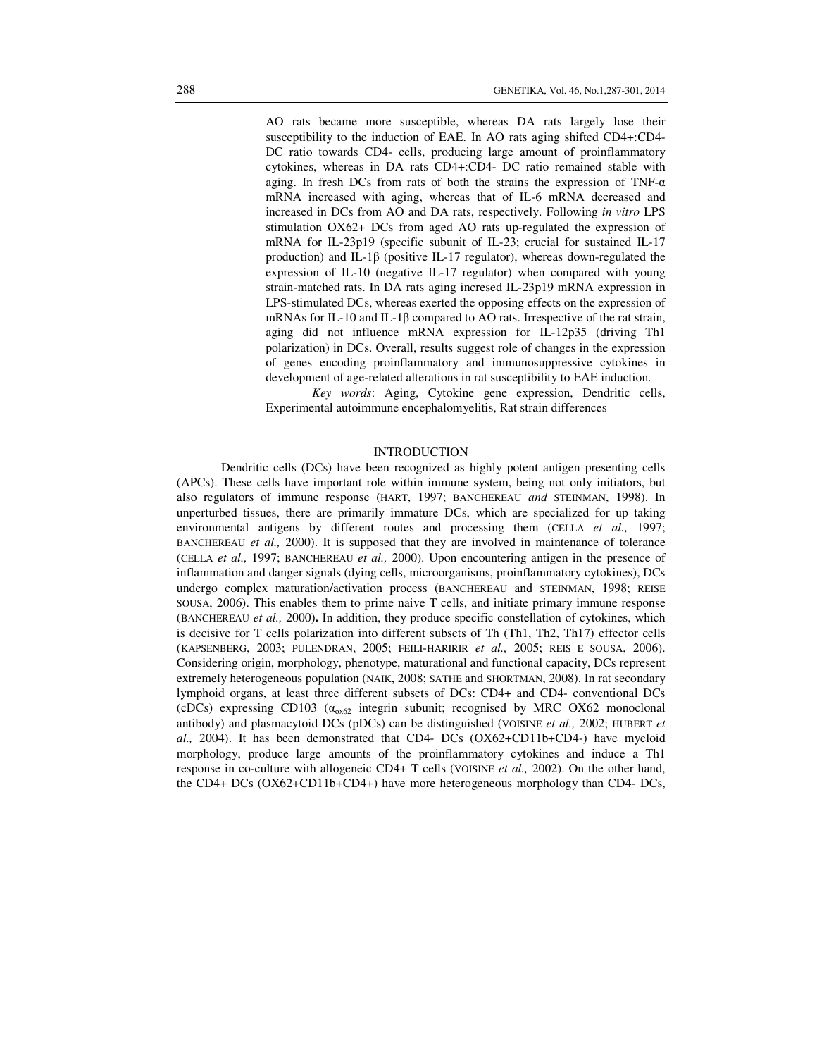AO rats became more susceptible, whereas DA rats largely lose their susceptibility to the induction of EAE. In AO rats aging shifted CD4+:CD4- DC ratio towards CD4- cells, producing large amount of proinflammatory cytokines, whereas in DA rats CD4+:CD4- DC ratio remained stable with aging. In fresh DCs from rats of both the strains the expression of TNF-α mRNA increased with aging, whereas that of IL-6 mRNA decreased and increased in DCs from AO and DA rats, respectively. Following *in vitro* LPS stimulation OX62+ DCs from aged AO rats up-regulated the expression of mRNA for IL-23p19 (specific subunit of IL-23; crucial for sustained IL-17 production) and IL-1β (positive IL-17 regulator), whereas down-regulated the expression of IL-10 (negative IL-17 regulator) when compared with young strain-matched rats. In DA rats aging incresed IL-23p19 mRNA expression in LPS-stimulated DCs, whereas exerted the opposing effects on the expression of mRNAs for IL-10 and IL-1β compared to AO rats. Irrespective of the rat strain, aging did not influence mRNA expression for IL-12p35 (driving Th1 polarization) in DCs. Overall, results suggest role of changes in the expression of genes encoding proinflammatory and immunosuppressive cytokines in development of age-related alterations in rat susceptibility to EAE induction.

*Key words*: Aging, Cytokine gene expression, Dendritic cells, Experimental autoimmune encephalomyelitis, Rat strain differences

## INTRODUCTION

Dendritic cells (DCs) have been recognized as highly potent antigen presenting cells (APCs). These cells have important role within immune system, being not only initiators, but also regulators of immune response (HART, 1997; BANCHEREAU *and* STEINMAN, 1998). In unperturbed tissues, there are primarily immature DCs, which are specialized for up taking environmental antigens by different routes and processing them (CELLA *et al.,* 1997; BANCHEREAU *et al.,* 2000). It is supposed that they are involved in maintenance of tolerance (CELLA *et al.,* 1997; BANCHEREAU *et al.,* 2000). Upon encountering antigen in the presence of inflammation and danger signals (dying cells, microorganisms, proinflammatory cytokines), DCs undergo complex maturation/activation process (BANCHEREAU and STEINMAN, 1998; REISE SOUSA, 2006). This enables them to prime naive T cells, and initiate primary immune response (BANCHEREAU *et al.,* 2000)**.** In addition, they produce specific constellation of cytokines, which is decisive for T cells polarization into different subsets of Th (Th1, Th2, Th17) effector cells (KAPSENBERG, 2003; PULENDRAN, 2005; FEILI-HARIRIR *et al.,* 2005; REIS E SOUSA, 2006). Considering origin, morphology, phenotype, maturational and functional capacity, DCs represent extremely heterogeneous population (NAIK, 2008; SATHE and SHORTMAN, 2008). In rat secondary lymphoid organs, at least three different subsets of DCs: CD4+ and CD4- conventional DCs (cDCs) expressing CD103 ($\alpha_{ox62}$ integrin subunit; recognised by MRC OX62 monoclonal antibody) and plasmacytoid DCs (pDCs) can be distinguished (VOISINE *et al.,* 2002; HUBERT *et al.,* 2004). It has been demonstrated that CD4- DCs (OX62+CD11b+CD4-) have myeloid morphology, produce large amounts of the proinflammatory cytokines and induce a Th1 response in co-culture with allogeneic CD4+ T cells (VOISINE *et al.,* 2002). On the other hand, the CD4+ DCs (OX62+CD11b+CD4+) have more heterogeneous morphology than CD4- DCs,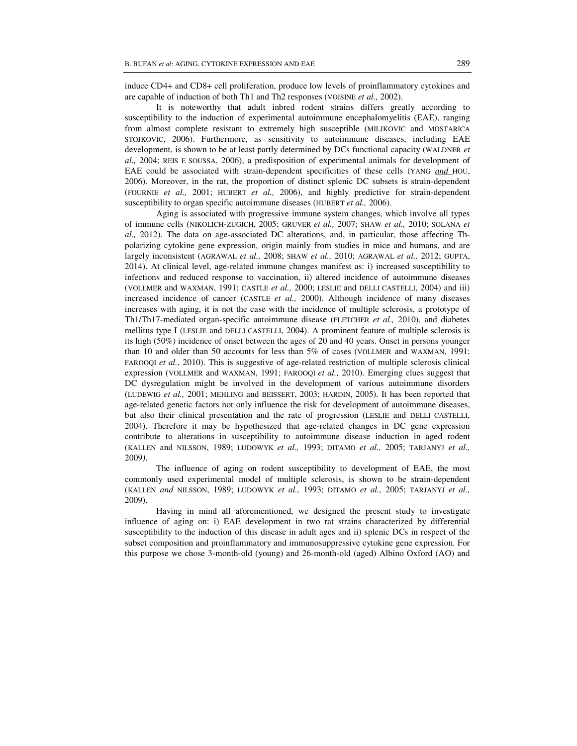induce CD4+ and CD8+ cell proliferation, produce low levels of proinflammatory cytokines and are capable of induction of both Th1 and Th2 responses (VOISINE *et al.,* 2002).

It is noteworthy that adult inbred rodent strains differs greatly according to susceptibility to the induction of experimental autoimmune encephalomyelitis (EAE), ranging from almost complete resistant to extremely high susceptible (MILJKOVIC and MOSTARICA STOJKOVIC, 2006). Furthermore, as sensitivity to autoimmune diseases, including EAE development, is shown to be at least partly determined by DCs functional capacity (WALDNER *et al.,* 2004; REIS E SOUSSA, 2006), a predisposition of experimental animals for development of EAE could be associated with strain-dependent specificities of these cells (YANG *and* HOU, 2006). Moreover, in the rat, the proportion of distinct splenic DC subsets is strain-dependent (FOURNIE *et al.,* 2001; HUBERT *et al.,* 2006), and highly predictive for strain-dependent susceptibility to organ specific autoimmune diseases (HUBERT *et al.,* 2006).

Aging is associated with progressive immune system changes, which involve all types of immune cells (NIKOLICH-ZUGICH, 2005; GRUVER *et al.,* 2007; SHAW *et al.,* 2010; SOLANA *et al.,* 2012). The data on age-associated DC alterations, and, in particular, those affecting Th-polarizing cytokine gene expression, origin mainly from studies in mice and humans, and are largely inconsistent (AGRAWAL *et al.,* 2008; SHAW *et al.,* 2010; AGRAWAL *et al.,* 2012; GUPTA, 2014). At clinical level, age-related immune changes manifest as: i) increased susceptibility to infections and reduced response to vaccination, ii) altered incidence of autoimmune diseases (VOLLMER and WAXMAN, 1991; CASTLE *et al.,* 2000; LESLIE and DELLI CASTELLI, 2004) and iii) increased incidence of cancer (CASTLE *et al.,* 2000). Although incidence of many diseases increases with aging, it is not the case with the incidence of multiple sclerosis, a prototype of Th1/Th17-mediated organ-specific autoimmune disease (FLETCHER *et al.,* 2010), and diabetes mellitus type I (LESLIE and DELLI CASTELLI, 2004). A prominent feature of multiple sclerosis is its high (50%) incidence of onset between the ages of 20 and 40 years. Onset in persons younger than 10 and older than 50 accounts for less than 5% of cases (VOLLMER and WAXMAN, 1991; FAROOQI *et al.,* 2010). This is suggestive of age-related restriction of multiple sclerosis clinical expression (VOLLMER and WAXMAN, 1991; FAROOQI *et al.,* 2010). Emerging clues suggest that DC dysregulation might be involved in the development of various autoimmune disorders (LUDEWIG *et al.,* 2001; MEHLING and BEISSERT, 2003; HARDIN, 2005). It has been reported that age-related genetic factors not only influence the risk for development of autoimmune diseases, but also their clinical presentation and the rate of progression (LESLIE and DELLI CASTELLI, 2004). Therefore it may be hypothesized that age-related changes in DC gene expression contribute to alterations in susceptibility to autoimmune disease induction in aged rodent (KALLEN and NILSSON, 1989; LUDOWYK *et al.,* 1993; DITAMO *et al.,* 2005; TARJANYJ *et al.,* 2009).

The influence of aging on rodent susceptibility to development of EAE, the most commonly used experimental model of multiple sclerosis, is shown to be strain-dependent (KALLEN *and* NILSSON, 1989; LUDOWYK *et al.,* 1993; DITAMO *et al.,* 2005; TARJANYJ *et al.,* 2009).

Having in mind all aforementioned, we designed the present study to investigate influence of aging on: i) EAE development in two rat strains characterized by differential susceptibility to the induction of this disease in adult ages and ii) splenic DCs in respect of the subset composition and proinflammatory and immunosuppressive cytokine gene expression. For this purpose we chose 3-month-old (young) and 26-month-old (aged) Albino Oxford (AO) and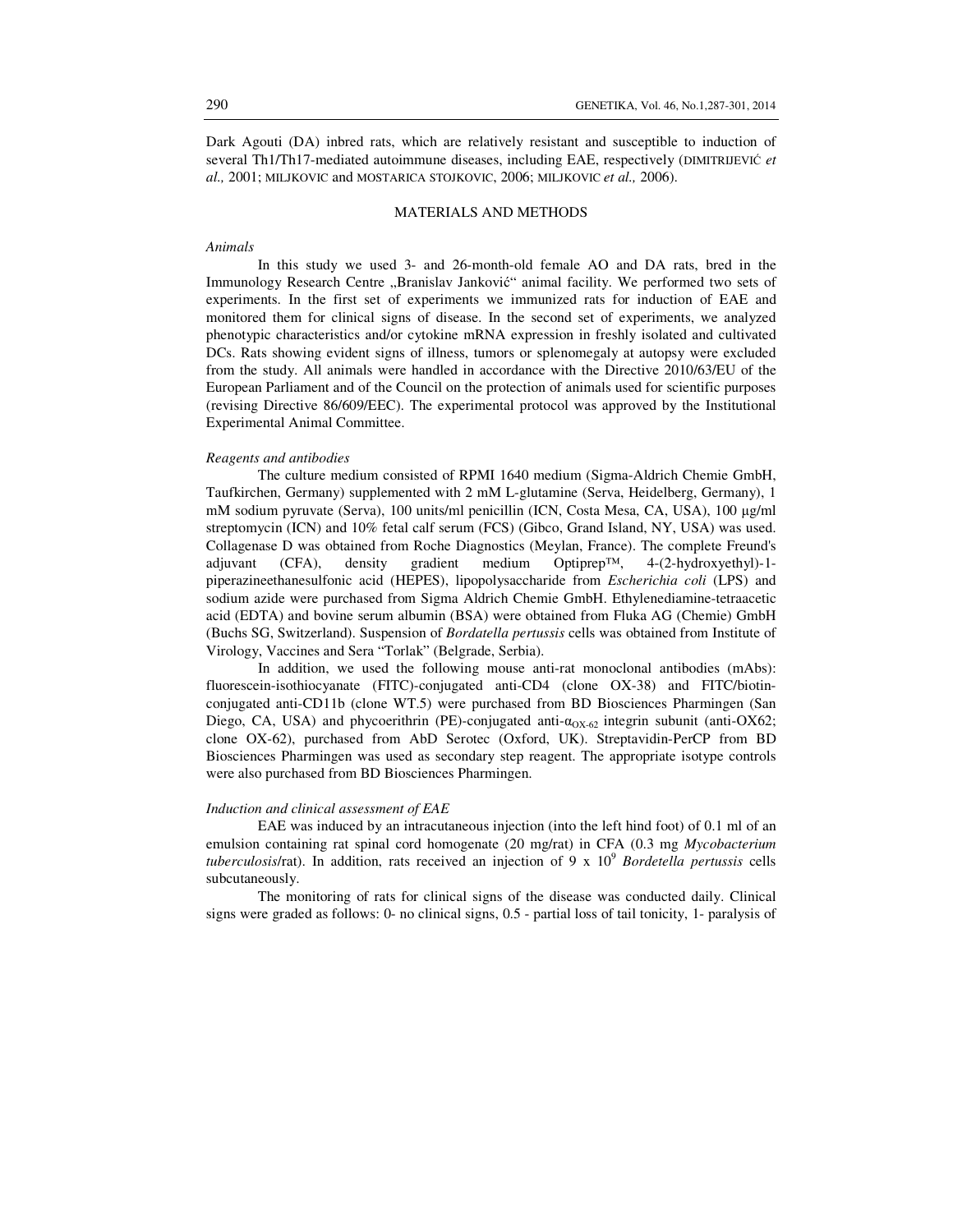Dark Agouti (DA) inbred rats, which are relatively resistant and susceptible to induction of several Th1/Th17-mediated autoimmune diseases, including EAE, respectively (DIMITRIJEVIĆ *et al.,* 2001; MILJKOVIC and MOSTARICA STOJKOVIC, 2006; MILJKOVIC *et al.,* 2006).

## MATERIALS AND METHODS

### *Animals*

In this study we used 3- and 26-month-old female AO and DA rats, bred in the Immunology Research Centre „Branislav Janković" animal facility. We performed two sets of experiments. In the first set of experiments we immunized rats for induction of EAE and monitored them for clinical signs of disease. In the second set of experiments, we analyzed phenotypic characteristics and/or cytokine mRNA expression in freshly isolated and cultivated DCs. Rats showing evident signs of illness, tumors or splenomegaly at autopsy were excluded from the study. All animals were handled in accordance with the Directive 2010/63/EU of the European Parliament and of the Council on the protection of animals used for scientific purposes (revising Directive 86/609/EEC). The experimental protocol was approved by the Institutional Experimental Animal Committee.

### *Reagents and antibodies*

The culture medium consisted of RPMI 1640 medium (Sigma-Aldrich Chemie GmbH, Taufkirchen, Germany) supplemented with 2 mM L-glutamine (Serva, Heidelberg, Germany), 1 mM sodium pyruvate (Serva), 100 units/ml penicillin (ICN, Costa Mesa, CA, USA), 100 µg/ml streptomycin (ICN) and 10% fetal calf serum (FCS) (Gibco, Grand Island, NY, USA) was used. Collagenase D was obtained from Roche Diagnostics (Meylan, France). The complete Freund's adjuvant (CFA), density gradient medium Optiprep™, 4-(2-hydroxyethyl)-1-piperazineethanesulfonic acid (HEPES), lipopolysaccharide from *Escherichia coli* (LPS) and sodium azide were purchased from Sigma Aldrich Chemie GmbH. Ethylenediamine-tetraacetic acid (EDTA) and bovine serum albumin (BSA) were obtained from Fluka AG (Chemie) GmbH (Buchs SG, Switzerland). Suspension of *Bordatella pertussis* cells was obtained from Institute of Virology, Vaccines and Sera "Torlak" (Belgrade, Serbia).

In addition, we used the following mouse anti-rat monoclonal antibodies (mAbs): fluorescein-isothiocyanate (FITC)-conjugated anti-CD4 (clone OX-38) and FITC/biotin-conjugated anti-CD11b (clone WT.5) were purchased from BD Biosciences Pharmingen (San Diego, CA, USA) and phycoerithrin (PE)-conjugated anti-$\alpha_{OX-62}$ integrin subunit (anti-OX62; clone OX-62), purchased from AbD Serotec (Oxford, UK). Streptavidin-PerCP from BD Biosciences Pharmingen was used as secondary step reagent. The appropriate isotype controls were also purchased from BD Biosciences Pharmingen.

### *Induction and clinical assessment of EAE*

EAE was induced by an intracutaneous injection (into the left hind foot) of 0.1 ml of an emulsion containing rat spinal cord homogenate (20 mg/rat) in CFA (0.3 mg *Mycobacterium tuberculosis*/rat). In addition, rats received an injection of 9 x $10^9$ *Bordetella pertussis* cells subcutaneously.

The monitoring of rats for clinical signs of the disease was conducted daily. Clinical signs were graded as follows: 0- no clinical signs, 0.5 - partial loss of tail tonicity, 1- paralysis of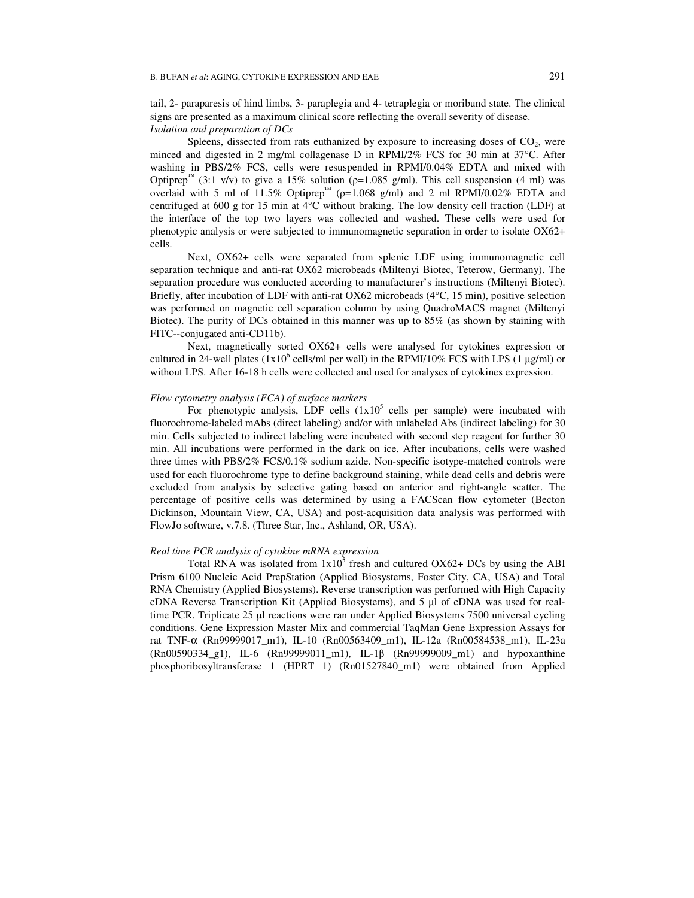tail, 2- paraparesis of hind limbs, 3- paraplegia and 4- tetraplegia or moribund state. The clinical signs are presented as a maximum clinical score reflecting the overall severity of disease.

*Isolation and preparation of DCs*

Spleens, dissected from rats euthanized by exposure to increasing doses of $CO_2$, were minced and digested in 2 mg/ml collagenase D in RPMI/2% FCS for 30 min at 37°C. After washing in PBS/2% FCS, cells were resuspended in RPMI/0.04% EDTA and mixed with Optiprep™ (3:1 v/v) to give a 15% solution (ρ=1.085 g/ml). This cell suspension (4 ml) was overlaid with 5 ml of 11.5% Optiprep™ (ρ=1.068 g/ml) and 2 ml RPMI/0.02% EDTA and centrifuged at 600 g for 15 min at 4°C without braking. The low density cell fraction (LDF) at the interface of the top two layers was collected and washed. These cells were used for phenotypic analysis or were subjected to immunomagnetic separation in order to isolate OX62+ cells.

Next, OX62+ cells were separated from splenic LDF using immunomagnetic cell separation technique and anti-rat OX62 microbeads (Miltenyi Biotec, Teterow, Germany). The separation procedure was conducted according to manufacturer's instructions (Miltenyi Biotec). Briefly, after incubation of LDF with anti-rat OX62 microbeads (4°C, 15 min), positive selection was performed on magnetic cell separation column by using QuadroMACS magnet (Miltenyi Biotec). The purity of DCs obtained in this manner was up to 85% (as shown by staining with FITC--conjugated anti-CD11b).

Next, magnetically sorted OX62+ cells were analysed for cytokines expression or cultured in 24-well plates ($1x10^6$ cells/ml per well) in the RPMI/10% FCS with LPS (1 µg/ml) or without LPS. After 16-18 h cells were collected and used for analyses of cytokines expression.

*Flow cytometry analysis (FCA) of surface markers*

For phenotypic analysis, LDF cells ($1x10^5$ cells per sample) were incubated with fluorochrome-labeled mAbs (direct labeling) and/or with unlabeled Abs (indirect labeling) for 30 min. Cells subjected to indirect labeling were incubated with second step reagent for further 30 min. All incubations were performed in the dark on ice. After incubations, cells were washed three times with PBS/2% FCS/0.1% sodium azide. Non-specific isotype-matched controls were used for each fluorochrome type to define background staining, while dead cells and debris were excluded from analysis by selective gating based on anterior and right-angle scatter. The percentage of positive cells was determined by using a FACScan flow cytometer (Becton Dickinson, Mountain View, CA, USA) and post-acquisition data analysis was performed with FlowJo software, v.7.8. (Three Star, Inc., Ashland, OR, USA).

*Real time PCR analysis of cytokine mRNA expression*

Total RNA was isolated from $1x10^5$ fresh and cultured OX62+ DCs by using the ABI Prism 6100 Nucleic Acid PrepStation (Applied Biosystems, Foster City, CA, USA) and Total RNA Chemistry (Applied Biosystems). Reverse transcription was performed with High Capacity cDNA Reverse Transcription Kit (Applied Biosystems), and 5 µl of cDNA was used for real-time PCR. Triplicate 25 µl reactions were ran under Applied Biosystems 7500 universal cycling conditions. Gene Expression Master Mix and commercial TaqMan Gene Expression Assays for rat TNF-α (Rn99999017_m1), IL-10 (Rn00563409_m1), IL-12a (Rn00584538_m1), IL-23a (Rn00590334_g1), IL-6 (Rn99999011_m1), IL-1β (Rn99999009_m1) and hypoxanthine phosphoribosyltransferase 1 (HPRT 1) (Rn01527840_m1) were obtained from Applied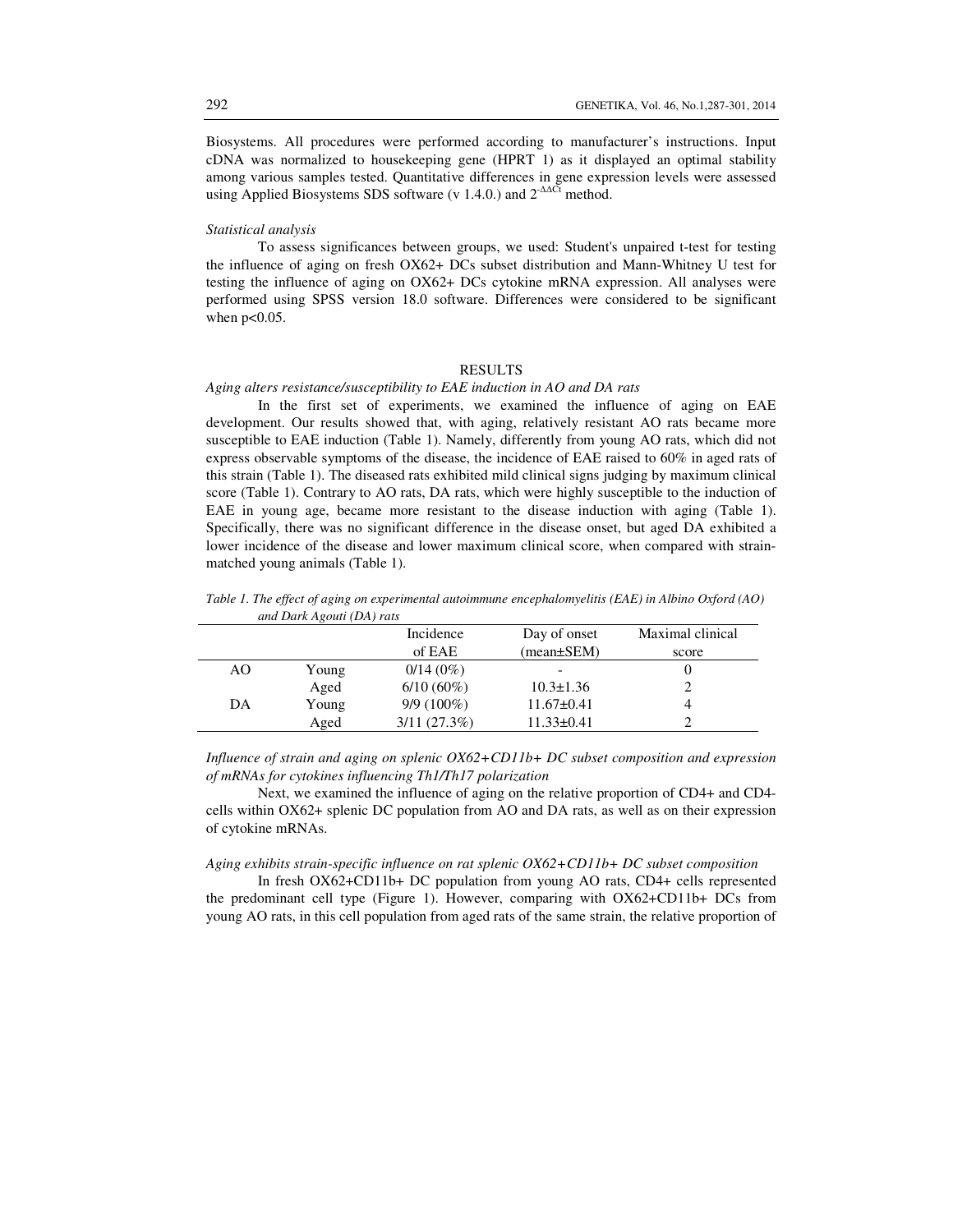Biosystems. All procedures were performed according to manufacturer's instructions. Input cDNA was normalized to housekeeping gene (HPRT 1) as it displayed an optimal stability among various samples tested. Quantitative differences in gene expression levels were assessed using Applied Biosystems SDS software (v 1.4.0.) and $2^{-\Delta\Delta Ct}$ method.

*Statistical analysis*

To assess significances between groups, we used: Student's unpaired t-test for testing the influence of aging on fresh OX62+ DCs subset distribution and Mann-Whitney U test for testing the influence of aging on OX62+ DCs cytokine mRNA expression. All analyses were performed using SPSS version 18.0 software. Differences were considered to be significant when $p<0.05$.

## RESULTS

*Aging alters resistance/susceptibility to EAE induction in AO and DA rats*

In the first set of experiments, we examined the influence of aging on EAE development. Our results showed that, with aging, relatively resistant AO rats became more susceptible to EAE induction (Table 1). Namely, differently from young AO rats, which did not express observable symptoms of the disease, the incidence of EAE raised to 60% in aged rats of this strain (Table 1). The diseased rats exhibited mild clinical signs judging by maximum clinical score (Table 1). Contrary to AO rats, DA rats, which were highly susceptible to the induction of EAE in young age, became more resistant to the disease induction with aging (Table 1). Specifically, there was no significant difference in the disease onset, but aged DA exhibited a lower incidence of the disease and lower maximum clinical score, when compared with strain-matched young animals (Table 1).

*Table 1. The effect of aging on experimental autoimmune encephalomyelitis (EAE) in Albino Oxford (AO) and Dark Agouti (DA) rats*

| | | Incidence of EAE | Day of onset (mean±SEM) | Maximal clinical score |
|---|---|---|---|---|
| AO | Young | 0/14 (0%) | - | 0 |
| | Aged | 6/10 (60%) | 10.3±1.36 | 2 |
| DA | Young | 9/9 (100%) | 11.67±0.41 | 4 |
| | Aged | 3/11 (27.3%) | 11.33±0.41 | 2 |

*Influence of strain and aging on splenic OX62+CD11b+ DC subset composition and expression of mRNAs for cytokines influencing Th1/Th17 polarization*

Next, we examined the influence of aging on the relative proportion of CD4+ and CD4- cells within OX62+ splenic DC population from AO and DA rats, as well as on their expression of cytokine mRNAs.

*Aging exhibits strain-specific influence on rat splenic OX62+CD11b+ DC subset composition*

In fresh OX62+CD11b+ DC population from young AO rats, CD4+ cells represented the predominant cell type (Figure 1). However, comparing with OX62+CD11b+ DCs from young AO rats, in this cell population from aged rats of the same strain, the relative proportion of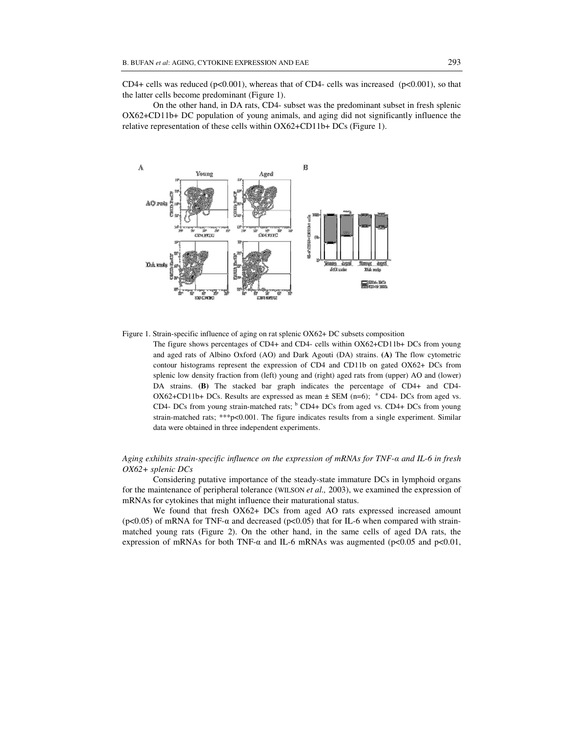CD4+ cells was reduced (p<0.001), whereas that of CD4- cells was increased (p<0.001), so that the latter cells become predominant (Figure 1).

On the other hand, in DA rats, CD4- subset was the predominant subset in fresh splenic OX62+CD11b+ DC population of young animals, and aging did not significantly influence the relative representation of these cells within OX62+CD11b+ DCs (Figure 1).

Figure 1. Strain-specific influence of aging on rat splenic OX62+ DC subsets composition

The figure shows percentages of CD4+ and CD4- cells within OX62+CD11b+ DCs from young and aged rats of Albino Oxford (AO) and Dark Agouti (DA) strains. **(A)** The flow cytometric contour histograms represent the expression of CD4 and CD11b on gated OX62+ DCs from splenic low density fraction from (left) young and (right) aged rats from (upper) AO and (lower) DA strains. **(B)** The stacked bar graph indicates the percentage of CD4+ and CD4- OX62+CD11b+ DCs. Results are expressed as mean ± SEM (n=6); [a] CD4- DCs from aged vs. CD4- DCs from young strain-matched rats; [b] CD4+ DCs from aged vs. CD4+ DCs from young strain-matched rats; \*\*\*p<0.001. The figure indicates results from a single experiment. Similar data were obtained in three independent experiments.

*Aging exhibits strain-specific influence on the expression of mRNAs for TNF-α and IL-6 in fresh OX62+ splenic DCs*

Considering putative importance of the steady-state immature DCs in lymphoid organs for the maintenance of peripheral tolerance (WILSON *et al.,* 2003), we examined the expression of mRNAs for cytokines that might influence their maturational status.

We found that fresh OX62+ DCs from aged AO rats expressed increased amount (p<0.05) of mRNA for TNF-α and decreased (p<0.05) that for IL-6 when compared with strain-matched young rats (Figure 2). On the other hand, in the same cells of aged DA rats, the expression of mRNAs for both TNF-α and IL-6 mRNAs was augmented (p<0.05 and p<0.01,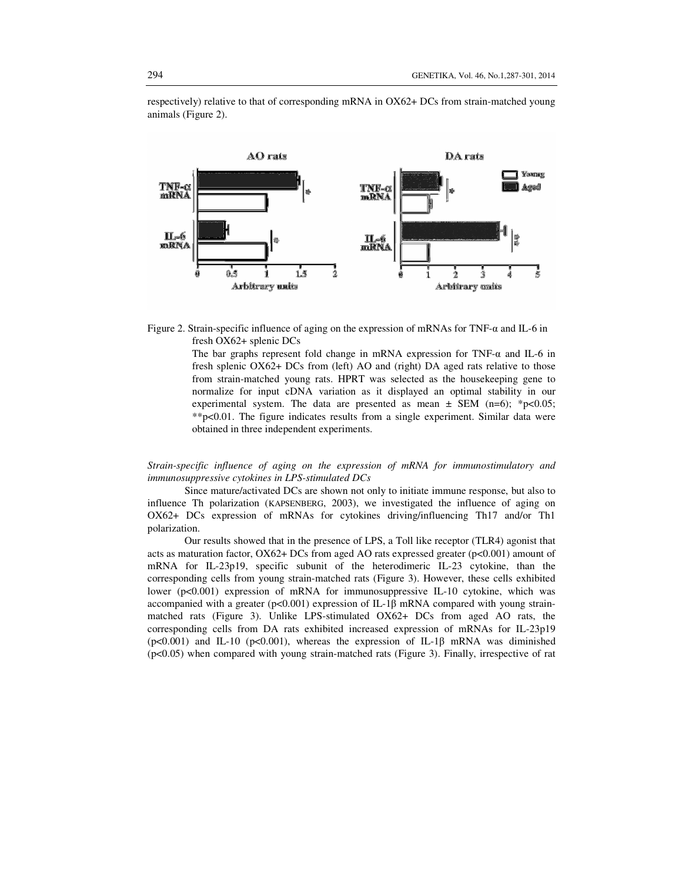respectively) relative to that of corresponding mRNA in OX62+ DCs from strain-matched young animals (Figure 2).

Figure 2. Strain-specific influence of aging on the expression of mRNAs for TNF-α and IL-6 in fresh OX62+ splenic DCs

The bar graphs represent fold change in mRNA expression for TNF-α and IL-6 in fresh splenic OX62+ DCs from (left) AO and (right) DA aged rats relative to those from strain-matched young rats. HPRT was selected as the housekeeping gene to normalize for input cDNA variation as it displayed an optimal stability in our experimental system. The data are presented as mean ± SEM (n=6); *$p<0.05$; **$p<0.01$. The figure indicates results from a single experiment. Similar data were obtained in three independent experiments.

*Strain-specific influence of aging on the expression of mRNA for immunostimulatory and immunosuppressive cytokines in LPS-stimulated DCs*

Since mature/activated DCs are shown not only to initiate immune response, but also to influence Th polarization (KAPSENBERG, 2003), we investigated the influence of aging on OX62+ DCs expression of mRNAs for cytokines driving/influencing Th17 and/or Th1 polarization.

Our results showed that in the presence of LPS, a Toll like receptor (TLR4) agonist that acts as maturation factor, OX62+ DCs from aged AO rats expressed greater ($p<0.001$) amount of mRNA for IL-23p19, specific subunit of the heterodimeric IL-23 cytokine, than the corresponding cells from young strain-matched rats (Figure 3). However, these cells exhibited lower ($p<0.001$) expression of mRNA for immunosuppressive IL-10 cytokine, which was accompanied with a greater ($p<0.001$) expression of IL-1β mRNA compared with young strain-matched rats (Figure 3). Unlike LPS-stimulated OX62+ DCs from aged AO rats, the corresponding cells from DA rats exhibited increased expression of mRNAs for IL-23p19 ($p<0.001$) and IL-10 ($p<0.001$), whereas the expression of IL-1β mRNA was diminished ($p<0.05$) when compared with young strain-matched rats (Figure 3). Finally, irrespective of rat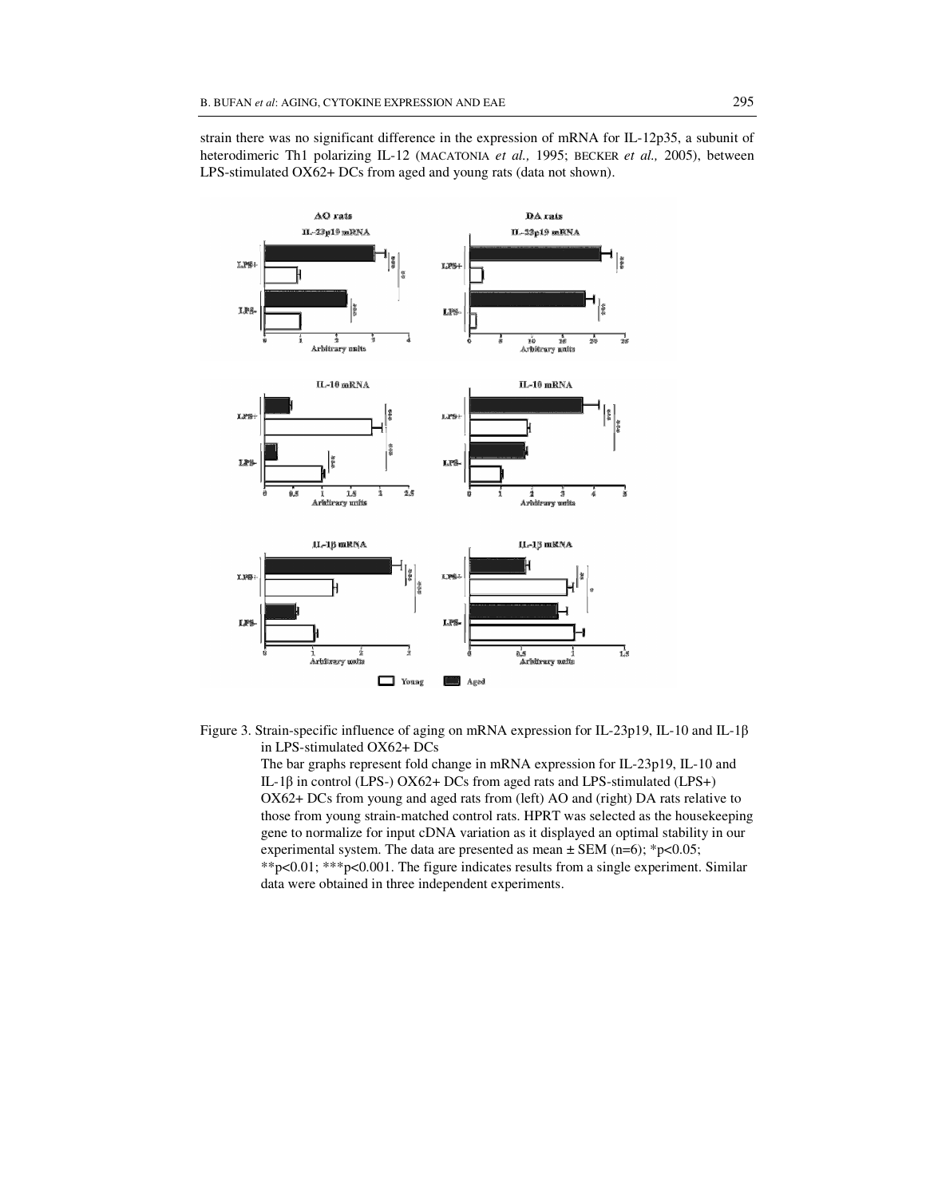strain there was no significant difference in the expression of mRNA for IL-12p35, a subunit of heterodimeric Th1 polarizing IL-12 (MACATONIA *et al.,* 1995; BECKER *et al.,* 2005), between LPS-stimulated OX62+ DCs from aged and young rats (data not shown).

Figure 3. Strain-specific influence of aging on mRNA expression for IL-23p19, IL-10 and IL-1β in LPS-stimulated OX62+ DCs

The bar graphs represent fold change in mRNA expression for IL-23p19, IL-10 and IL-1β in control (LPS-) OX62+ DCs from aged rats and LPS-stimulated (LPS+) OX62+ DCs from young and aged rats from (left) AO and (right) DA rats relative to those from young strain-matched control rats. HPRT was selected as the housekeeping gene to normalize for input cDNA variation as it displayed an optimal stability in our experimental system. The data are presented as mean ± SEM (n=6); \*p<0.05; \*\*p<0.01; \*\*\*p<0.001. The figure indicates results from a single experiment. Similar data were obtained in three independent experiments.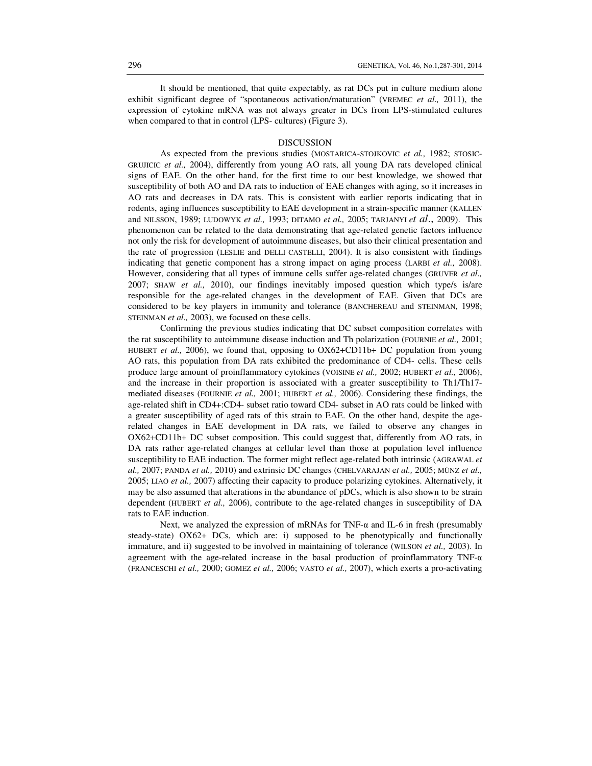It should be mentioned, that quite expectably, as rat DCs put in culture medium alone exhibit significant degree of "spontaneous activation/maturation" (VREMEC *et al.,* 2011), the expression of cytokine mRNA was not always greater in DCs from LPS-stimulated cultures when compared to that in control (LPS- cultures) (Figure 3).

## DISCUSSION

As expected from the previous studies (MOSTARICA-STOJKOVIC *et al.,* 1982; STOSIC-GRUJICIC *et al.,* 2004), differently from young AO rats, all young DA rats developed clinical signs of EAE. On the other hand, for the first time to our best knowledge, we showed that susceptibility of both AO and DA rats to induction of EAE changes with aging, so it increases in AO rats and decreases in DA rats. This is consistent with earlier reports indicating that in rodents, aging influences susceptibility to EAE development in a strain-specific manner (KALLEN and NILSSON, 1989; LUDOWYK *et al.,* 1993; DITAMO *et al.,* 2005; TARJANYI *et al.*, 2009). This phenomenon can be related to the data demonstrating that age-related genetic factors influence not only the risk for development of autoimmune diseases, but also their clinical presentation and the rate of progression (LESLIE and DELLI CASTELLI, 2004). It is also consistent with findings indicating that genetic component has a strong impact on aging process (LARBI *et al.,* 2008). However, considering that all types of immune cells suffer age-related changes (GRUVER *et al.,* 2007; SHAW *et al.,* 2010), our findings inevitably imposed question which type/s is/are responsible for the age-related changes in the development of EAE. Given that DCs are considered to be key players in immunity and tolerance (BANCHEREAU and STEINMAN, 1998; STEINMAN *et al.,* 2003), we focused on these cells.

Confirming the previous studies indicating that DC subset composition correlates with the rat susceptibility to autoimmune disease induction and Th polarization (FOURNIE *et al.,* 2001; HUBERT *et al.,* 2006), we found that, opposing to OX62+CD11b+ DC population from young AO rats, this population from DA rats exhibited the predominance of CD4- cells. These cells produce large amount of proinflammatory cytokines (VOISINE *et al.,* 2002; HUBERT *et al.,* 2006), and the increase in their proportion is associated with a greater susceptibility to Th1/Th17-mediated diseases (FOURNIE *et al.,* 2001; HUBERT *et al.,* 2006). Considering these findings, the age-related shift in CD4+:CD4- subset ratio toward CD4- subset in AO rats could be linked with a greater susceptibility of aged rats of this strain to EAE. On the other hand, despite the age-related changes in EAE development in DA rats, we failed to observe any changes in OX62+CD11b+ DC subset composition. This could suggest that, differently from AO rats, in DA rats rather age-related changes at cellular level than those at population level influence susceptibility to EAE induction. The former might reflect age-related both intrinsic (AGRAWAL *et al.,* 2007; PANDA *et al.,* 2010) and extrinsic DC changes (CHELVARAJAN e*t al.,* 2005; MÜNZ *et al.,* 2005; LIAO *et al.,* 2007) affecting their capacity to produce polarizing cytokines. Alternatively, it may be also assumed that alterations in the abundance of pDCs, which is also shown to be strain dependent (HUBERT *et al.,* 2006), contribute to the age-related changes in susceptibility of DA rats to EAE induction.

Next, we analyzed the expression of mRNAs for TNF-α and IL-6 in fresh (presumably steady-state) OX62+ DCs, which are: i) supposed to be phenotypically and functionally immature, and ii) suggested to be involved in maintaining of tolerance (WILSON *et al.,* 2003). In agreement with the age-related increase in the basal production of proinflammatory TNF-α (FRANCESCHI *et al.,* 2000; GOMEZ *et al.,* 2006; VASTO *et al.,* 2007), which exerts a pro-activating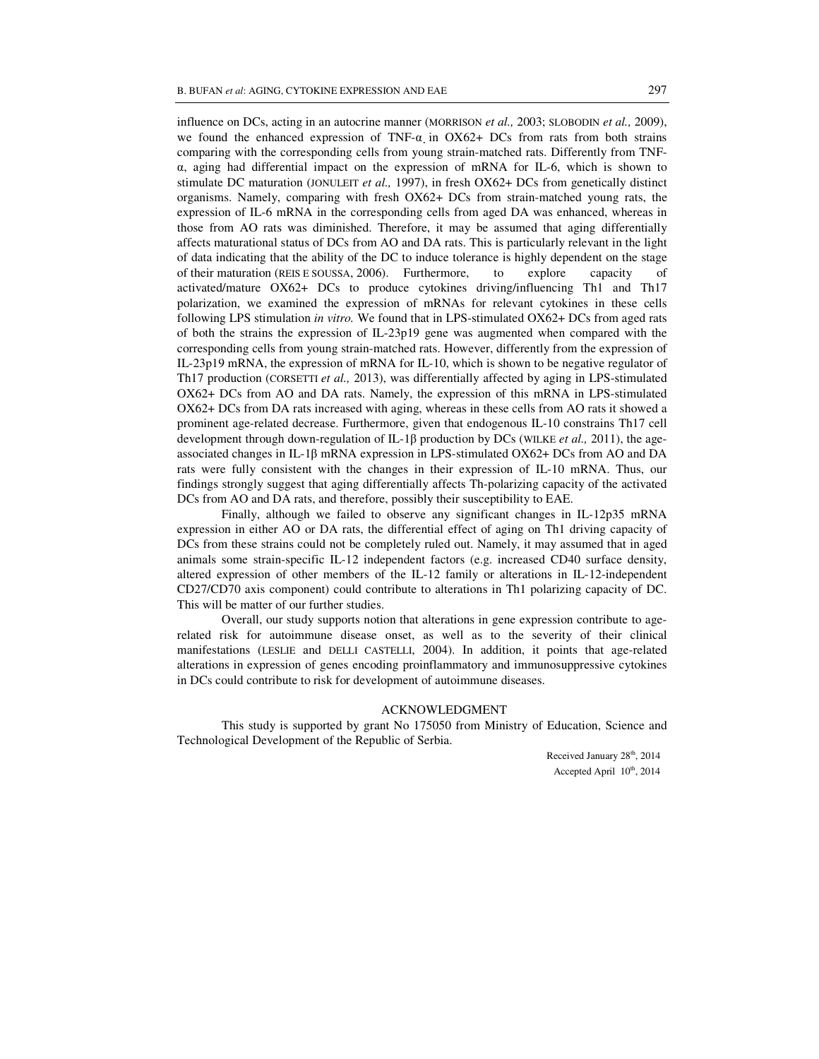influence on DCs, acting in an autocrine manner (MORRISON *et al.,* 2003; SLOBODIN *et al.,* 2009), we found the enhanced expression of TNF-α in OX62+ DCs from rats from both strains comparing with the corresponding cells from young strain-matched rats. Differently from TNF-α, aging had differential impact on the expression of mRNA for IL-6, which is shown to stimulate DC maturation (JONULEIT *et al.,* 1997), in fresh OX62+ DCs from genetically distinct organisms. Namely, comparing with fresh OX62+ DCs from strain-matched young rats, the expression of IL-6 mRNA in the corresponding cells from aged DA was enhanced, whereas in those from AO rats was diminished. Therefore, it may be assumed that aging differentially affects maturational status of DCs from AO and DA rats. This is particularly relevant in the light of data indicating that the ability of the DC to induce tolerance is highly dependent on the stage of their maturation (REIS E SOUSSA, 2006). Furthermore, to explore capacity of activated/mature OX62+ DCs to produce cytokines driving/influencing Th1 and Th17 polarization, we examined the expression of mRNAs for relevant cytokines in these cells following LPS stimulation *in vitro.* We found that in LPS-stimulated OX62+ DCs from aged rats of both the strains the expression of IL-23p19 gene was augmented when compared with the corresponding cells from young strain-matched rats. However, differently from the expression of IL-23p19 mRNA, the expression of mRNA for IL-10, which is shown to be negative regulator of Th17 production (CORSETTI *et al.,* 2013), was differentially affected by aging in LPS-stimulated OX62+ DCs from AO and DA rats. Namely, the expression of this mRNA in LPS-stimulated OX62+ DCs from DA rats increased with aging, whereas in these cells from AO rats it showed a prominent age-related decrease. Furthermore, given that endogenous IL-10 constrains Th17 cell development through down-regulation of IL-1β production by DCs (WILKE *et al.,* 2011), the age-associated changes in IL-1β mRNA expression in LPS-stimulated OX62+ DCs from AO and DA rats were fully consistent with the changes in their expression of IL-10 mRNA. Thus, our findings strongly suggest that aging differentially affects Th-polarizing capacity of the activated DCs from AO and DA rats, and therefore, possibly their susceptibility to EAE.

Finally, although we failed to observe any significant changes in IL-12p35 mRNA expression in either AO or DA rats, the differential effect of aging on Th1 driving capacity of DCs from these strains could not be completely ruled out. Namely, it may assumed that in aged animals some strain-specific IL-12 independent factors (e.g. increased CD40 surface density, altered expression of other members of the IL-12 family or alterations in IL-12-independent CD27/CD70 axis component) could contribute to alterations in Th1 polarizing capacity of DC. This will be matter of our further studies.

Overall, our study supports notion that alterations in gene expression contribute to age-related risk for autoimmune disease onset, as well as to the severity of their clinical manifestations (LESLIE and DELLI CASTELLI, 2004). In addition, it points that age-related alterations in expression of genes encoding proinflammatory and immunosuppressive cytokines in DCs could contribute to risk for development of autoimmune diseases.

## ACKNOWLEDGMENT

This study is supported by grant No 175050 from Ministry of Education, Science and Technological Development of the Republic of Serbia.

Received January 28th, 2014
Accepted April 10th, 2014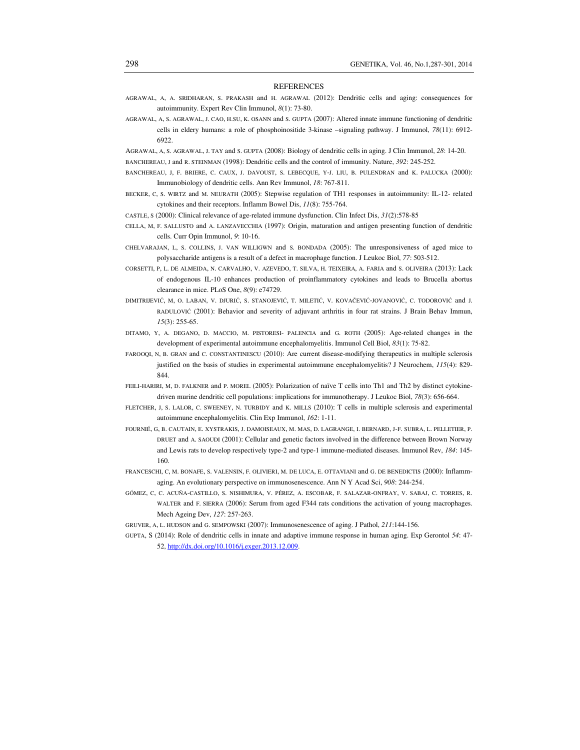## REFERENCES

AGRAWAL, A, A. SRIDHARAN, S. PRAKASH and H. AGRAWAL (2012): Dendritic cells and aging: consequences for autoimmunity. Expert Rev Clin Immunol, *8*(1): 73-80.

AGRAWAL, A, S. AGRAWAL, J. CAO, H.SU, K. OSANN and S. GUPTA (2007): Altered innate immune functioning of dendritic cells in eldery humans: a role of phosphoinositide 3-kinase –signaling pathway. J Immunol, *78*(11): 6912-6922.

AGRAWAL, A, S. AGRAWAL, J. TAY and S. GUPTA (2008): Biology of dendritic cells in aging. J Clin Immunol, *28*: 14-20.

BANCHEREAU, J and R. STEINMAN (1998): Dendritic cells and the control of immunity. Nature, *392*: 245-252.

BANCHEREAU, J, F. BRIERE, C. CAUX, J. DAVOUST, S. LEBECQUE, Y-J. LIU, B. PULENDRAN and K. PALUCKA (2000): Immunobiology of dendritic cells. Ann Rev Immunol, *18*: 767-811.

BECKER, C, S. WIRTZ and M. NEURATH (2005): Stepwise regulation of TH1 responses in autoimmunity: IL-12- related cytokines and their receptors. Inflamm Bowel Dis, *11*(8): 755-764.

CASTLE, S (2000): Clinical relevance of age-related immune dysfunction. Clin Infect Dis, *31*(2):578-85

CELLA, M, F. SALLUSTO and A. LANZAVECCHIA (1997): Origin, maturation and antigen presenting function of dendritic cells. Curr Opin Immunol, *9*: 10-16.

CHELVARAJAN, L, S. COLLINS, J. VAN WILLIGWN and S. BONDADA (2005): The unresponsiveness of aged mice to polysaccharide antigens is a result of a defect in macrophage function. J Leukoc Biol, *77*: 503-512.

CORSETTI, P, L. DE ALMEIDA, N. CARVALHO, V. AZEVEDO, T. SILVA, H. TEIXEIRA, A. FARIA and S. OLIVEIRA (2013): Lack of endogenous IL-10 enhances production of proinflammatory cytokines and leads to Brucella abortus clearance in mice. PLoS One, *8*(9): e74729.

DIMITRIJEVIĆ, M, O. LABAN, V. DJURIĆ, S. STANOJEVIĆ, T. MILETIĆ, V. KOVAČEVIĆ-JOVANOVIĆ, C. TODOROVIĆ and J. RADULOVIĆ (2001): Behavior and severity of adjuvant arthritis in four rat strains. J Brain Behav Immun, *15*(3): 255-65.

DITAMO, Y, A. DEGANO, D. MACCIO, M. PISTORESI- PALENCIA and G. ROTH (2005): Age-related changes in the development of experimental autoimmune encephalomyelitis. Immunol Cell Biol, *83*(1): 75-82.

FAROOQI, N, B. GRAN and C. CONSTANTINESCU (2010): Are current disease-modifying therapeutics in multiple sclerosis justified on the basis of studies in experimental autoimmune encephalomyelitis? J Neurochem, *115*(4): 829-844.

FEILI-HARIRI, M, D. FALKNER and P. MOREL (2005): Polarization of naïve T cells into Th1 and Th2 by distinct cytokine-driven murine dendritic cell populations: implications for immunotherapy. J Leukoc Biol, *78*(3): 656-664.

FLETCHER, J, S. LALOR, C. SWEENEY, N. TURBIDY and K. MILLS (2010): T cells in multiple sclerosis and experimental autoimmune encephalomyelitis. Clin Exp Immunol, *162*: 1-11.

FOURNIÉ, G, B. CAUTAIN, E. XYSTRAKIS, J. DAMOISEAUX, M. MAS, D. LAGRANGE, I. BERNARD, J-F. SUBRA, L. PELLETIER, P. DRUET and A. SAOUDI (2001): Cellular and genetic factors involved in the difference between Brown Norway and Lewis rats to develop respectively type-2 and type-1 immune-mediated diseases. Immunol Rev, *184*: 145-160.

FRANCESCHI, C, M. BONAFE, S. VALENSIN, F. OLIVIERI, M. DE LUCA, E. OTTAVIANI and G. DE BENEDICTIS (2000): Inflamm-aging. An evolutionary perspective on immunosenescence. Ann N Y Acad Sci, *908*: 244-254.

GÓMEZ, C, C. ACUÑA-CASTILLO, S. NISHIMURA, V. PÉREZ, A. ESCOBAR, F. SALAZAR-ONFRAY, V. SABAJ, C. TORRES, R. WALTER and F. SIERRA (2006): Serum from aged F344 rats conditions the activation of young macrophages. Mech Ageing Dev, *127*: 257-263.

GRUVER, A, L. HUDSON and G. SEMPOWSKI (2007): Immunosenescence of aging. J Pathol, *211*:144-156.

GUPTA, S (2014): Role of dendritic cells in innate and adaptive immune response in human aging. Exp Gerontol *54*: 47-52, http://dx.doi.org/10.1016/j.exger.2013.12.009.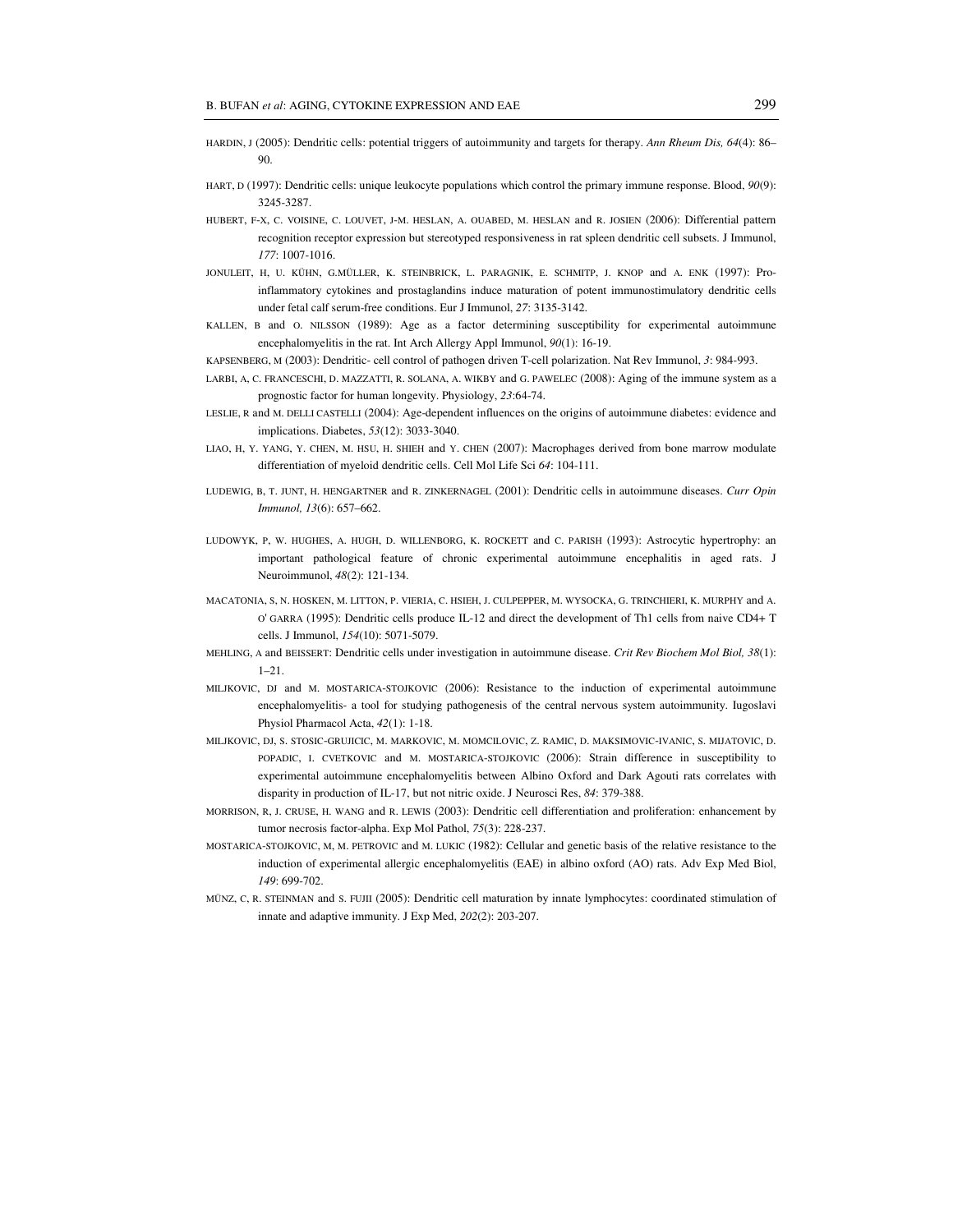HARDIN, J (2005): Dendritic cells: potential triggers of autoimmunity and targets for therapy. *Ann Rheum Dis, 64*(4): 86–90.

HART, D (1997): Dendritic cells: unique leukocyte populations which control the primary immune response. Blood, *90*(9): 3245-3287.

HUBERT, F-X, C. VOISINE, C. LOUVET, J-M. HESLAN, A. OUABED, M. HESLAN and R. JOSIEN (2006): Differential pattern recognition receptor expression but stereotyped responsiveness in rat spleen dendritic cell subsets. J Immunol, *177*: 1007-1016.

JONULEIT, H, U. KÜHN, G.MÜLLER, K. STEINBRICK, L. PARAGNIK, E. SCHMITP, J. KNOP and A. ENK (1997): Pro-inflammatory cytokines and prostaglandins induce maturation of potent immunostimulatory dendritic cells under fetal calf serum-free conditions. Eur J Immunol, *27*: 3135-3142.

KALLEN, B and O. NILSSON (1989): Age as a factor determining susceptibility for experimental autoimmune encephalomyelitis in the rat. Int Arch Allergy Appl Immunol, *90*(1): 16-19.

KAPSENBERG, M (2003): Dendritic- cell control of pathogen driven T-cell polarization. Nat Rev Immunol, *3*: 984-993.

LARBI, A, C. FRANCESCHI, D. MAZZATTI, R. SOLANA, A. WIKBY and G. PAWELEC (2008): Aging of the immune system as a prognostic factor for human longevity. Physiology, *23*:64-74.

LESLIE, R and M. DELLI CASTELLI (2004): Age-dependent influences on the origins of autoimmune diabetes: evidence and implications. Diabetes, *53*(12): 3033-3040.

LIAO, H, Y. YANG, Y. CHEN, M. HSU, H. SHIEH and Y. CHEN (2007): Macrophages derived from bone marrow modulate differentiation of myeloid dendritic cells. Cell Mol Life Sci *64*: 104-111.

LUDEWIG, B, T. JUNT, H. HENGARTNER and R. ZINKERNAGEL (2001): Dendritic cells in autoimmune diseases. *Curr Opin Immunol, 13*(6): 657–662.

LUDOWYK, P, W. HUGHES, A. HUGH, D. WILLENBORG, K. ROCKETT and C. PARISH (1993): Astrocytic hypertrophy: an important pathological feature of chronic experimental autoimmune encephalitis in aged rats. J Neuroimmunol, *48*(2): 121-134.

MACATONIA, S, N. HOSKEN, M. LITTON, P. VIERIA, C. HSIEH, J. CULPEPPER, M. WYSOCKA, G. TRINCHIERI, K. MURPHY and A. O' GARRA (1995): Dendritic cells produce IL-12 and direct the development of Th1 cells from naive CD4+ T cells. J Immunol, *154*(10): 5071-5079.

MEHLING, A and BEISSERT: Dendritic cells under investigation in autoimmune disease. *Crit Rev Biochem Mol Biol, 38*(1): 1–21.

MILJKOVIC, DJ and M. MOSTARICA-STOJKOVIC (2006): Resistance to the induction of experimental autoimmune encephalomyelitis- a tool for studying pathogenesis of the central nervous system autoimmunity. Iugoslavi Physiol Pharmacol Acta, *42*(1): 1-18.

MILJKOVIC, DJ, S. STOSIC-GRUJICIC, M. MARKOVIC, M. MOMCILOVIC, Z. RAMIC, D. MAKSIMOVIC-IVANIC, S. MIJATOVIC, D. POPADIC, I. CVETKOVIC and M. MOSTARICA-STOJKOVIC (2006): Strain difference in susceptibility to experimental autoimmune encephalomyelitis between Albino Oxford and Dark Agouti rats correlates with disparity in production of IL-17, but not nitric oxide. J Neurosci Res, *84*: 379-388.

MORRISON, R, J. CRUSE, H. WANG and R. LEWIS (2003): Dendritic cell differentiation and proliferation: enhancement by tumor necrosis factor-alpha. Exp Mol Pathol, *75*(3): 228-237.

MOSTARICA-STOJKOVIC, M, M. PETROVIC and M. LUKIC (1982): Cellular and genetic basis of the relative resistance to the induction of experimental allergic encephalomyelitis (EAE) in albino oxford (AO) rats. Adv Exp Med Biol, *149*: 699-702.

MÜNZ, C, R. STEINMAN and S. FUJII (2005): Dendritic cell maturation by innate lymphocytes: coordinated stimulation of innate and adaptive immunity. J Exp Med, *202*(2): 203-207.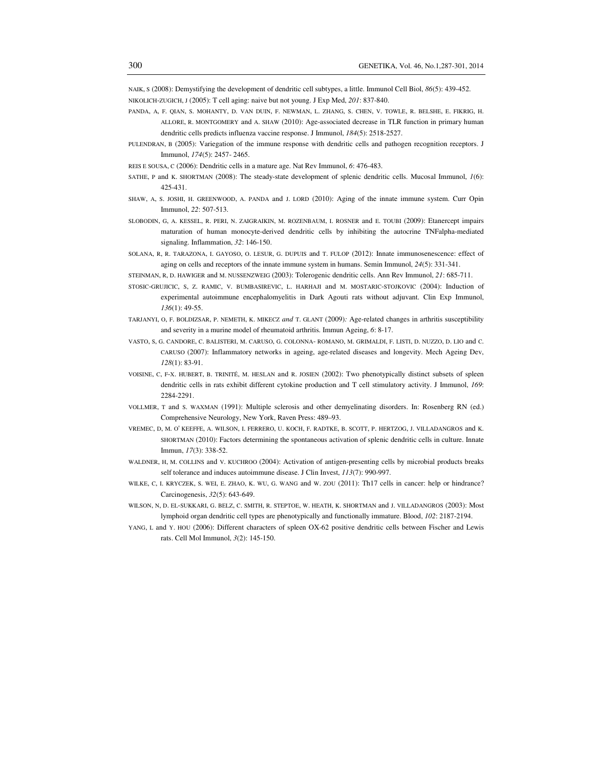NAIK, S (2008): Demystifying the development of dendritic cell subtypes, a little. Immunol Cell Biol, *86*(5): 439-452.

NIKOLICH-ZUGICH, J (2005): T cell aging: naive but not young. J Exp Med, *201*: 837-840.

PANDA, A, F. QIAN, S. MOHANTY, D. VAN DUIN, F. NEWMAN, L. ZHANG, S. CHEN, V. TOWLE, R. BELSHE, E. FIKRIG, H. ALLORE, R. MONTGOMERY and A. SHAW (2010): Age-associated decrease in TLR function in primary human dendritic cells predicts influenza vaccine response. J Immunol, *184*(5): 2518-2527.

PULENDRAN, B (2005): Variegation of the immune response with dendritic cells and pathogen recognition receptors. J Immunol, *174*(5): 2457- 2465.

REIS E SOUSA, C (2006): Dendritic cells in a mature age. Nat Rev Immunol, *6*: 476-483.

SATHE, P and K. SHORTMAN (2008): The steady-state development of splenic dendritic cells. Mucosal Immunol, *1*(6): 425-431.

SHAW, A, S. JOSHI, H. GREENWOOD, A. PANDA and J. LORD (2010): Aging of the innate immune system. Curr Opin Immunol, *22*: 507-513.

SLOBODIN, G, A. KESSEL, R. PERI, N. ZAIGRAIKIN, M. ROZENBAUM, I. ROSNER and E. TOUBI (2009): Etanercept impairs maturation of human monocyte-derived dendritic cells by inhibiting the autocrine TNFalpha-mediated signaling. Inflammation, *32*: 146-150.

SOLANA, R, R. TARAZONA, I. GAYOSO, O. LESUR, G. DUPUIS and T. FULOP (2012): Innate immunosenescence: effect of aging on cells and receptors of the innate immune system in humans. Semin Immunol, *24*(5): 331-341.

STEINMAN, R, D. HAWIGER and M. NUSSENZWEIG (2003): Tolerogenic dendritic cells. Ann Rev Immunol, *21*: 685-711.

STOSIC-GRUJICIC, S, Z. RAMIC, V. BUMBASIREVIC, L. HARHAJI and M. MOSTARIC-STOJKOVIC (2004): Induction of experimental autoimmune encephalomyelitis in Dark Agouti rats without adjuvant. Clin Exp Immunol, *136*(1): 49-55.

TARJANYI, O, F. BOLDIZSAR, P. NEMETH, K. MIKECZ *and* T. GLANT (2009)*:* Age-related changes in arthritis susceptibility and severity in a murine model of rheumatoid arthritis. Immun Ageing, *6*: 8-17.

VASTO, S, G. CANDORE, C. BALISTERI, M. CARUSO, G. COLONNA- ROMANO, M. GRIMALDI, F. LISTI, D. NUZZO, D. LIO and C. CARUSO (2007): Inflammatory networks in ageing, age-related diseases and longevity. Mech Ageing Dev, *128*(1): 83-91.

VOISINE, C, F-X. HUBERT, B. TRINITÉ, M. HESLAN and R. JOSIEN (2002): Two phenotypically distinct subsets of spleen dendritic cells in rats exhibit different cytokine production and T cell stimulatory activity. J Immunol, *169*: 2284-2291.

VOLLMER, T and S. WAXMAN (1991): Multiple sclerosis and other demyelinating disorders. In: Rosenberg RN (ed.) Comprehensive Neurology, New York, Raven Press: 489–93.

VREMEC, D, M. O' KEEFFE, A. WILSON, I. FERRERO, U. KOCH, F. RADTKE, B. SCOTT, P. HERTZOG, J. VILLADANGROS and K. SHORTMAN (2010): Factors determining the spontaneous activation of splenic dendritic cells in culture. Innate Immun, *17*(3): 338-52.

WALDNER, H, M. COLLINS and V. KUCHROO (2004): Activation of antigen-presenting cells by microbial products breaks self tolerance and induces autoimmune disease. J Clin Invest, *113*(7): 990-997.

WILKE, C, I. KRYCZEK, S. WEI, E. ZHAO, K. WU, G. WANG and W. ZOU (2011): Th17 cells in cancer: help or hindrance? Carcinogenesis, *32*(5): 643-649.

WILSON, N, D. EL-SUKKARI, G. BELZ, C. SMITH, R. STEPTOE, W. HEATH, K. SHORTMAN and J. VILLADANGROS (2003): Most lymphoid organ dendritic cell types are phenotypically and functionally immature. Blood, *102*: 2187-2194.

YANG, L and Y. HOU (2006): Different characters of spleen OX-62 positive dendritic cells between Fischer and Lewis rats. Cell Mol Immunol, *3*(2): 145-150.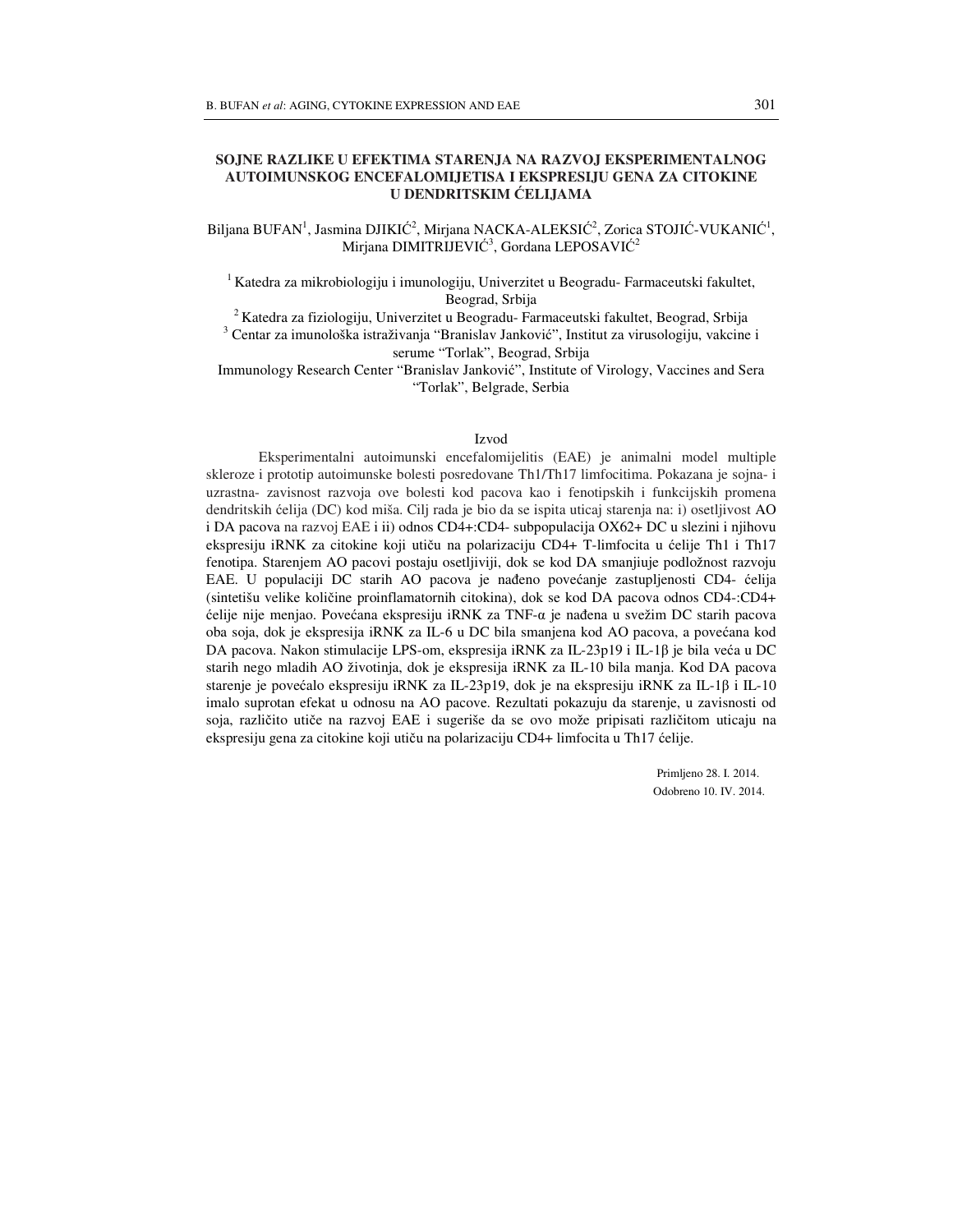# SOJNE RAZLIKE U EFEKTIMA STARENJA NA RAZVOJ EKSPERIMENTALNOG AUTOIMUNSKOG ENCEFALOMIJETISA I EKSPRESIJU GENA ZA CITOKINE U DENDRITSKIM ĆELIJAMA

Biljana BUFAN[1], Jasmina DJIKIĆ[2], Mirjana NACKA-ALEKSIĆ[2], Zorica STOJIĆ-VUKANIĆ[1], Mirjana DIMITRIJEVIĆ[3], Gordana LEPOSAVIĆ[2]

[1] Katedra za mikrobiologiju i imunologiju, Univerzitet u Beogradu- Farmaceutski fakultet, Beograd, Srbija

[2] Katedra za fiziologiju, Univerzitet u Beogradu- Farmaceutski fakultet, Beograd, Srbija

[3] Centar za imunološka istraživanja "Branislav Janković", Institut za virusologiju, vakcine i serume "Torlak", Beograd, Srbija

Immunology Research Center "Branislav Janković", Institute of Virology, Vaccines and Sera "Torlak", Belgrade, Serbia

## Izvod

Eksperimentalni autoimunski encefalomijelitis (EAE) je animalni model multiple skleroze i prototip autoimunske bolesti posredovane Th1/Th17 limfocitima. Pokazana je sojna- i uzrastna- zavisnost razvoja ove bolesti kod pacova kao i fenotipskih i funkcijskih promena dendritskih ćelija (DC) kod miša. Cilj rada je bio da se ispita uticaj starenja na: i) osetljivost AO i DA pacova na razvoj EAE i ii) odnos CD4+:CD4- subpopulacija OX62+ DC u slezini i njihovu ekspresiju iRNK za citokine koji utiču na polarizaciju CD4+ T-limfocita u ćelije Th1 i Th17 fenotipa. Starenjem AO pacovi postaju osetljiviji, dok se kod DA smanjiuje podložnost razvoju EAE. U populaciji DC starih AO pacova je nađeno povećanje zastupljenosti CD4- ćelija (sintetišu velike količine proinflamatornih citokina), dok se kod DA pacova odnos CD4-:CD4+ ćelije nije menjao. Povećana ekspresiju iRNK za TNF-α je nađena u svežim DC starih pacova oba soja, dok je ekspresija iRNK za IL-6 u DC bila smanjena kod AO pacova, a povećana kod DA pacova. Nakon stimulacije LPS-om, ekspresija iRNK za IL-23p19 i IL-1β je bila veća u DC starih nego mladih AO životinja, dok je ekspresija iRNK za IL-10 bila manja. Kod DA pacova starenje je povećalo ekspresiju iRNK za IL-23p19, dok je na ekspresiju iRNK za IL-1β i IL-10 imalo suprotan efekat u odnosu na AO pacove. Rezultati pokazuju da starenje, u zavisnosti od soja, različito utiče na razvoj EAE i sugeriše da se ovo može pripisati različitom uticaju na ekspresiju gena za citokine koji utiču na polarizaciju CD4+ limfocita u Th17 ćelije.

Primljeno 28. I. 2014.
Odobreno 10. IV. 2014.